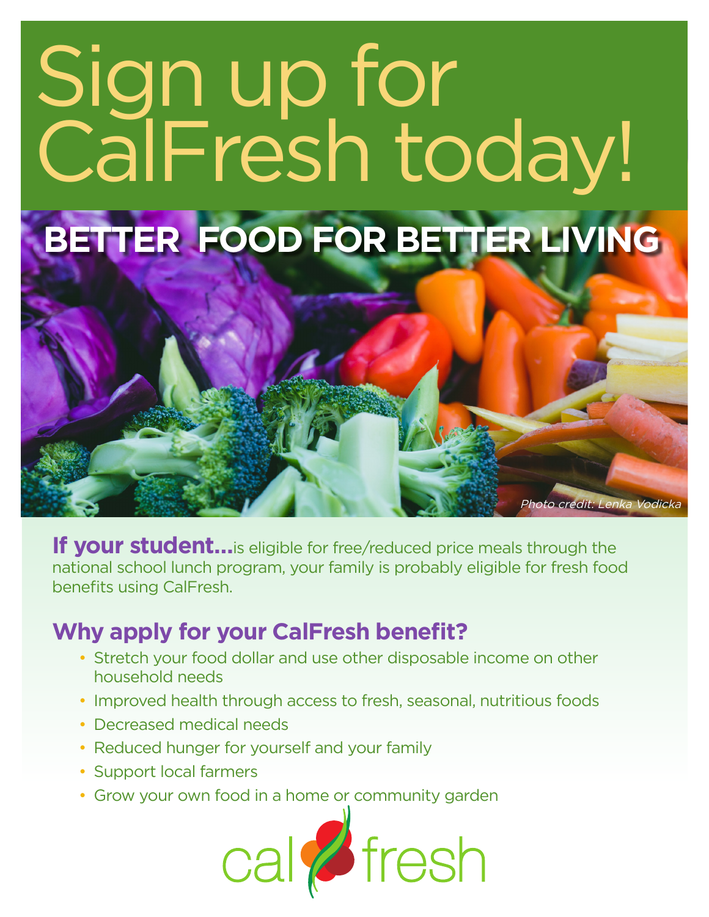# Sign up for CalFresh today!

## BETTER FOOD FOR BETTER LIVING

*Photo credit: Lenka Vodicka*

**If your student...** is eligible for free/reduced price meals through the national school lunch program, your family is probably eligible for fresh food benefits using CalFresh.

## Why apply for your CalFresh benefit?

- Stretch your food dollar and use other disposable income on other household needs
- Improved health through access to fresh, seasonal, nutritious foods
- Decreased medical needs
- Reduced hunger for yourself and your family
- Support local farmers
- Grow your own food in a home or community garden

cal fresh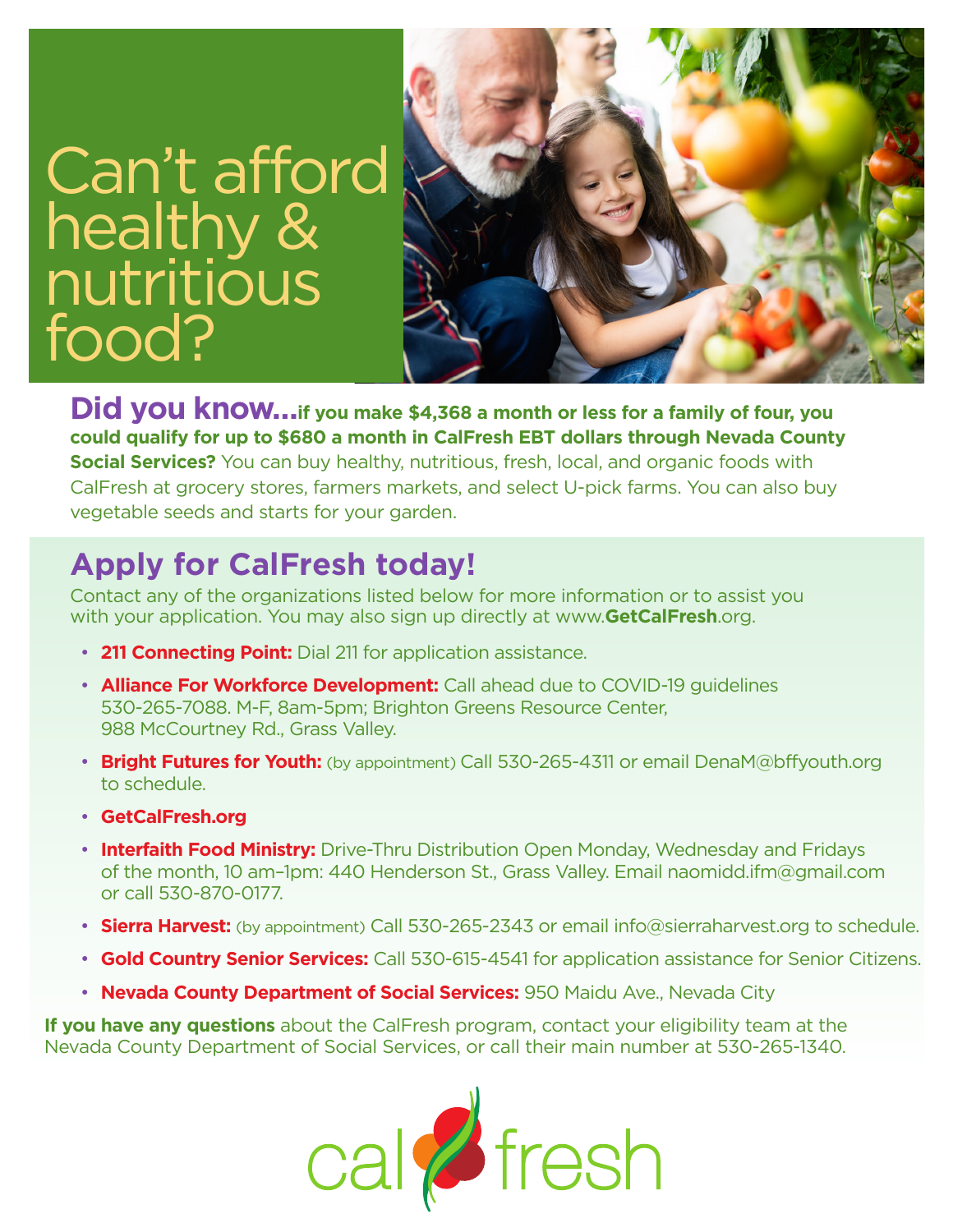# Can't afford healthy & nutritious food?

**Did you know...if you make $4,368 a month or less for a family of four, you could qualify for up to $680 a month in CalFresh EBT dollars through Nevada County Social Services?** You can buy healthy, nutritious, fresh, local, and organic foods with CalFresh at grocery stores, farmers markets, and select U-pick farms. You can also buy vegetable seeds and starts for your garden.

## Apply for CalFresh today!

Contact any of the organizations listed below for more information or to assist you with your application. You may also sign up directly at www.**GetCalFresh**.org.

- **211 Connecting Point:** Dial 211 for application assistance.
- **Alliance For Workforce Development:** Call ahead due to COVID-19 guidelines 530-265-7088. M-F, 8am-5pm; Brighton Greens Resource Center, 988 McCourtney Rd., Grass Valley.
- **Bright Futures for Youth:** (by appointment) Call 530-265-4311 or email DenaM@bffyouth.org to schedule.
- **GetCalFresh.org**
- **Interfaith Food Ministry:** Drive-Thru Distribution Open Monday, Wednesday and Fridays of the month, 10 am–1pm: 440 Henderson St., Grass Valley. Email naomidd.ifm@gmail.com or call 530-870-0177.
- **Sierra Harvest:** (by appointment) Call 530-265-2343 or email info@sierraharvest.org to schedule.
- **Gold Country Senior Services:** Call 530-615-4541 for application assistance for Senior Citizens.
- **Nevada County Department of Social Services:** 950 Maidu Ave., Nevada City

**If you have any questions** about the CalFresh program, contact your eligibility team at the Nevada County Department of Social Services, or call their main number at 530-265-1340.

cal fresh